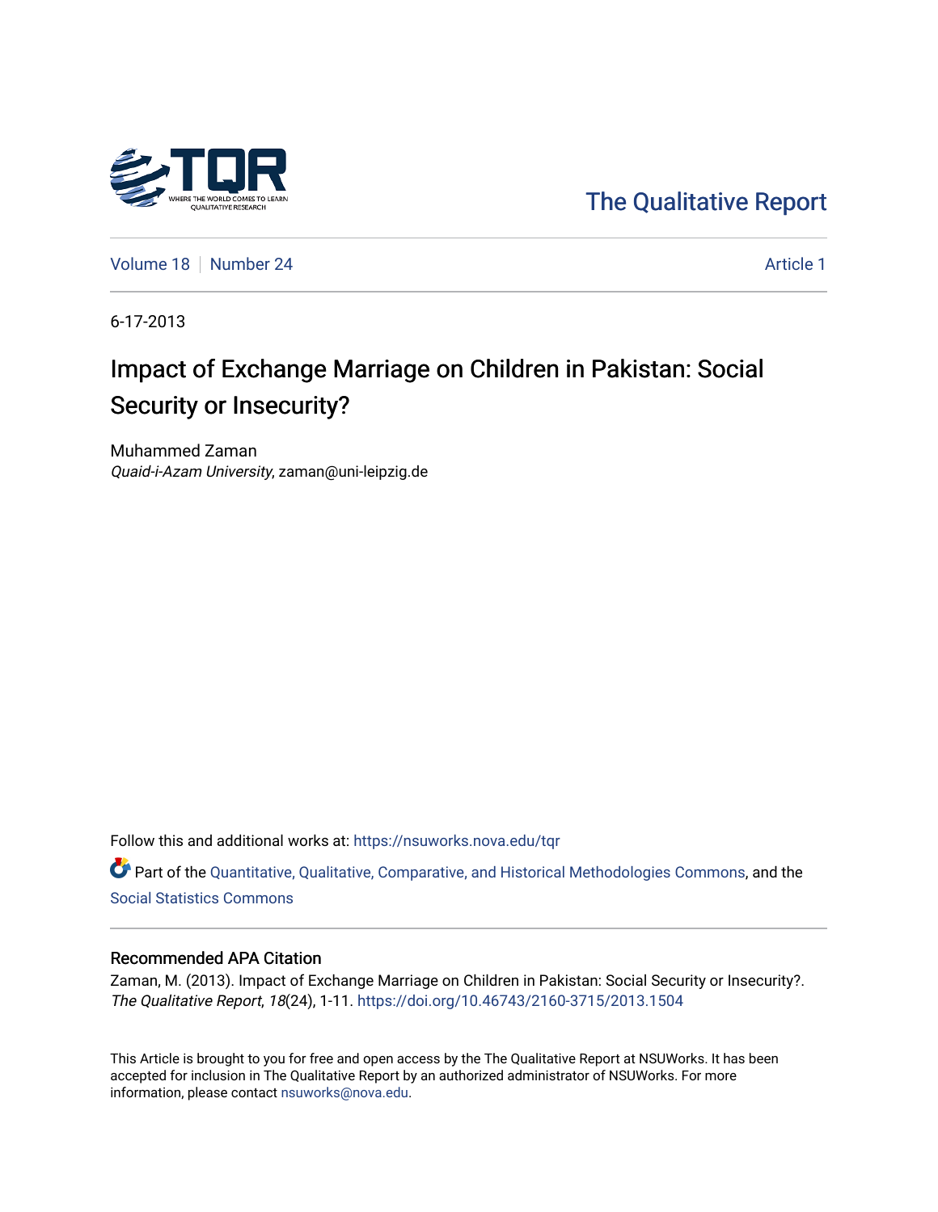The Qualitative Report

Volume 18 | Number 24 | Article 1

6-17-2013

# Impact of Exchange Marriage on Children in Pakistan: Social Security or Insecurity?

Muhammed Zaman
*Quaid-i-Azam University*, zaman@uni-leipzig.de

Follow this and additional works at: https://nsuworks.nova.edu/tqr

Part of the Quantitative, Qualitative, Comparative, and Historical Methodologies Commons, and the Social Statistics Commons

## Recommended APA Citation

Zaman, M. (2013). Impact of Exchange Marriage on Children in Pakistan: Social Security or Insecurity?. *The Qualitative Report*, *18*(24), 1-11. https://doi.org/10.46743/2160-3715/2013.1504

This Article is brought to you for free and open access by the The Qualitative Report at NSUWorks. It has been accepted for inclusion in The Qualitative Report by an authorized administrator of NSUWorks. For more information, please contact nsuworks@nova.edu.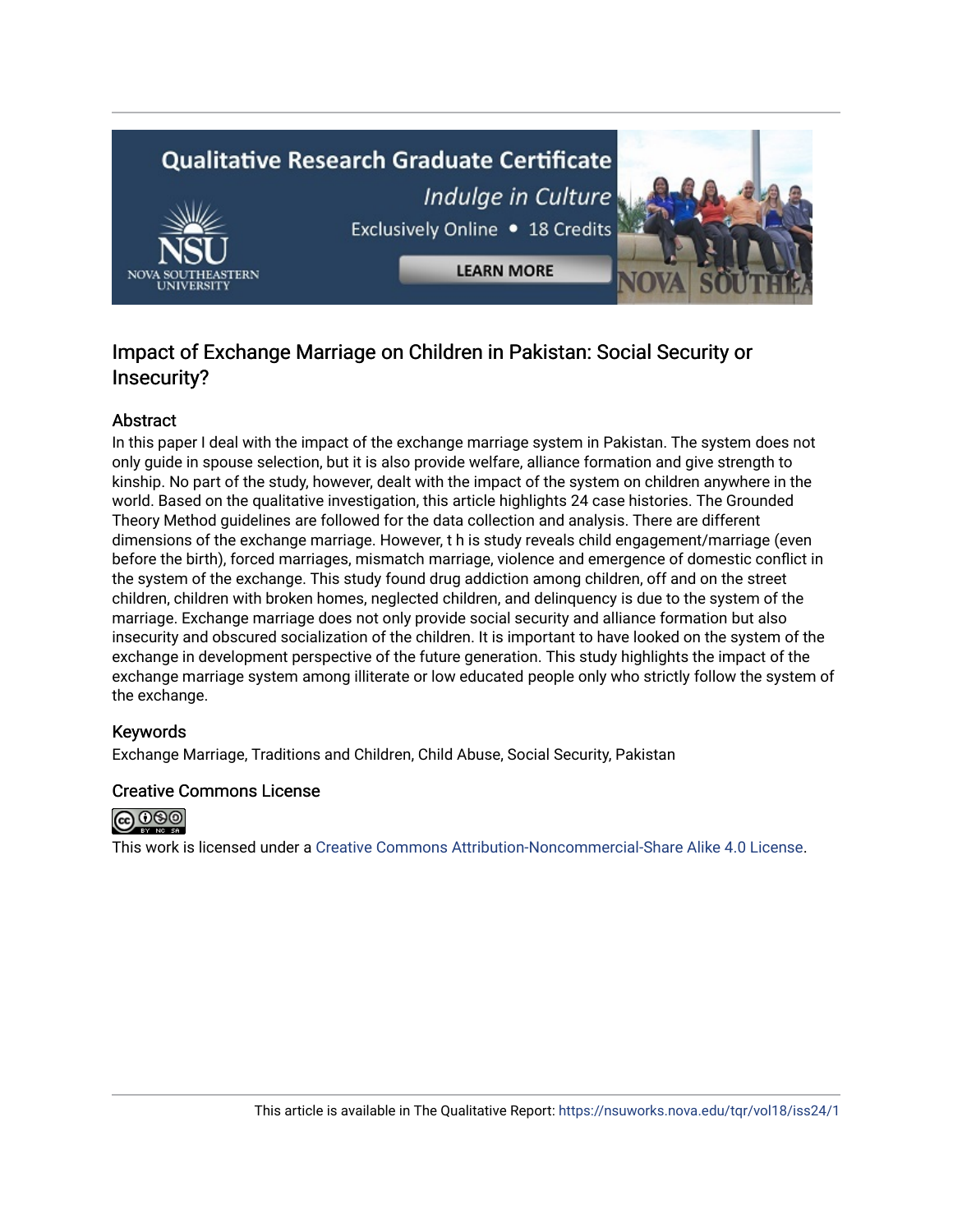# Impact of Exchange Marriage on Children in Pakistan: Social Security or Insecurity?

## Abstract

In this paper I deal with the impact of the exchange marriage system in Pakistan. The system does not only guide in spouse selection, but it is also provide welfare, alliance formation and give strength to kinship. No part of the study, however, dealt with the impact of the system on children anywhere in the world. Based on the qualitative investigation, this article highlights 24 case histories. The Grounded Theory Method guidelines are followed for the data collection and analysis. There are different dimensions of the exchange marriage. However, t h is study reveals child engagement/marriage (even before the birth), forced marriages, mismatch marriage, violence and emergence of domestic conflict in the system of the exchange. This study found drug addiction among children, off and on the street children, children with broken homes, neglected children, and delinquency is due to the system of the marriage. Exchange marriage does not only provide social security and alliance formation but also insecurity and obscured socialization of the children. It is important to have looked on the system of the exchange in development perspective of the future generation. This study highlights the impact of the exchange marriage system among illiterate or low educated people only who strictly follow the system of the exchange.

## Keywords

Exchange Marriage, Traditions and Children, Child Abuse, Social Security, Pakistan

## Creative Commons License

This work is licensed under a Creative Commons Attribution-Noncommercial-Share Alike 4.0 License.

This article is available in The Qualitative Report: https://nsuworks.nova.edu/tqr/vol18/iss24/1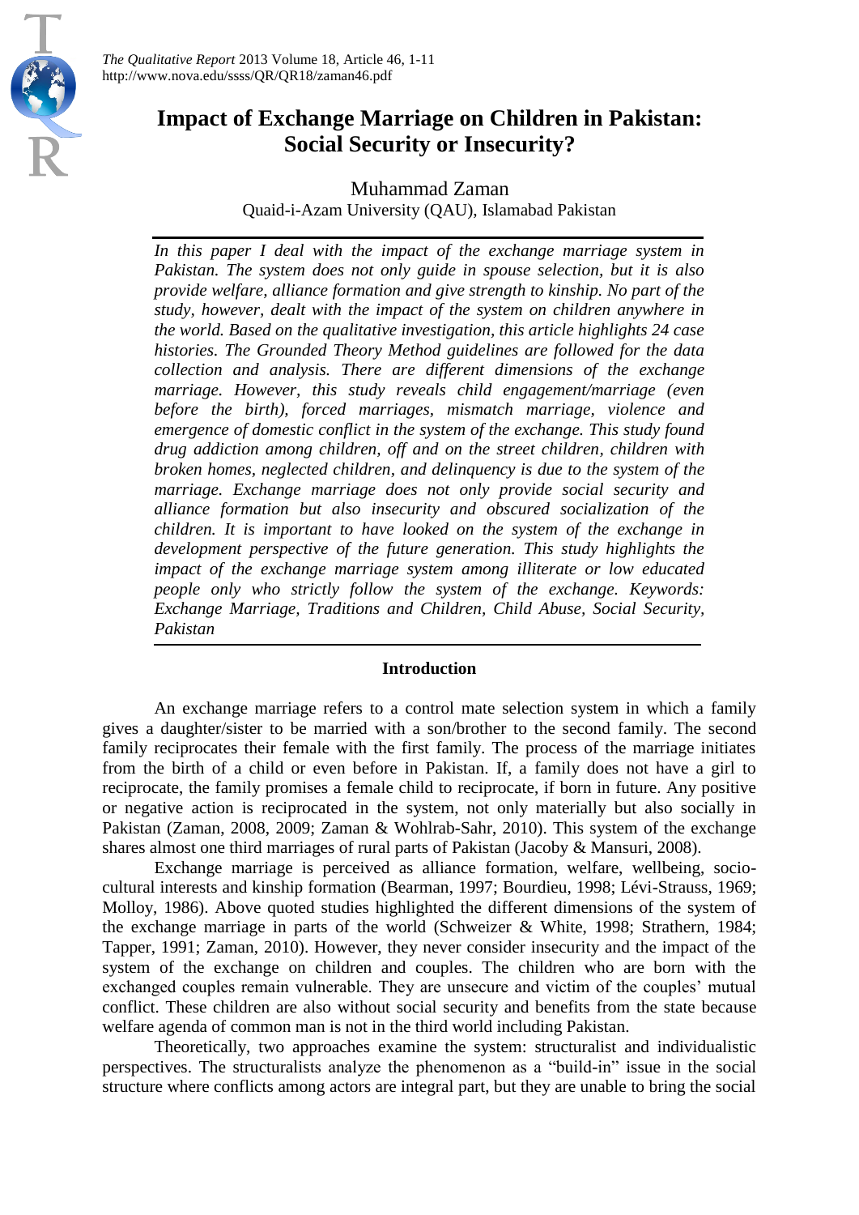# Impact of Exchange Marriage on Children in Pakistan: Social Security or Insecurity?

Muhammad Zaman
Quaid-i-Azam University (QAU), Islamabad Pakistan

*In this paper I deal with the impact of the exchange marriage system in Pakistan. The system does not only guide in spouse selection, but it is also provide welfare, alliance formation and give strength to kinship. No part of the study, however, dealt with the impact of the system on children anywhere in the world. Based on the qualitative investigation, this article highlights 24 case histories. The Grounded Theory Method guidelines are followed for the data collection and analysis. There are different dimensions of the exchange marriage. However, this study reveals child engagement/marriage (even before the birth), forced marriages, mismatch marriage, violence and emergence of domestic conflict in the system of the exchange. This study found drug addiction among children, off and on the street children, children with broken homes, neglected children, and delinquency is due to the system of the marriage. Exchange marriage does not only provide social security and alliance formation but also insecurity and obscured socialization of the children. It is important to have looked on the system of the exchange in development perspective of the future generation. This study highlights the impact of the exchange marriage system among illiterate or low educated people only who strictly follow the system of the exchange. Keywords: Exchange Marriage, Traditions and Children, Child Abuse, Social Security, Pakistan*

## Introduction

An exchange marriage refers to a control mate selection system in which a family gives a daughter/sister to be married with a son/brother to the second family. The second family reciprocates their female with the first family. The process of the marriage initiates from the birth of a child or even before in Pakistan. If, a family does not have a girl to reciprocate, the family promises a female child to reciprocate, if born in future. Any positive or negative action is reciprocated in the system, not only materially but also socially in Pakistan (Zaman, 2008, 2009; Zaman & Wohlrab-Sahr, 2010). This system of the exchange shares almost one third marriages of rural parts of Pakistan (Jacoby & Mansuri, 2008).

Exchange marriage is perceived as alliance formation, welfare, wellbeing, socio-cultural interests and kinship formation (Bearman, 1997; Bourdieu, 1998; Lévi-Strauss, 1969; Molloy, 1986). Above quoted studies highlighted the different dimensions of the system of the exchange marriage in parts of the world (Schweizer & White, 1998; Strathern, 1984; Tapper, 1991; Zaman, 2010). However, they never consider insecurity and the impact of the system of the exchange on children and couples. The children who are born with the exchanged couples remain vulnerable. They are unsecure and victim of the couples' mutual conflict. These children are also without social security and benefits from the state because welfare agenda of common man is not in the third world including Pakistan.

Theoretically, two approaches examine the system: structuralist and individualistic perspectives. The structuralists analyze the phenomenon as a "build-in" issue in the social structure where conflicts among actors are integral part, but they are unable to bring the social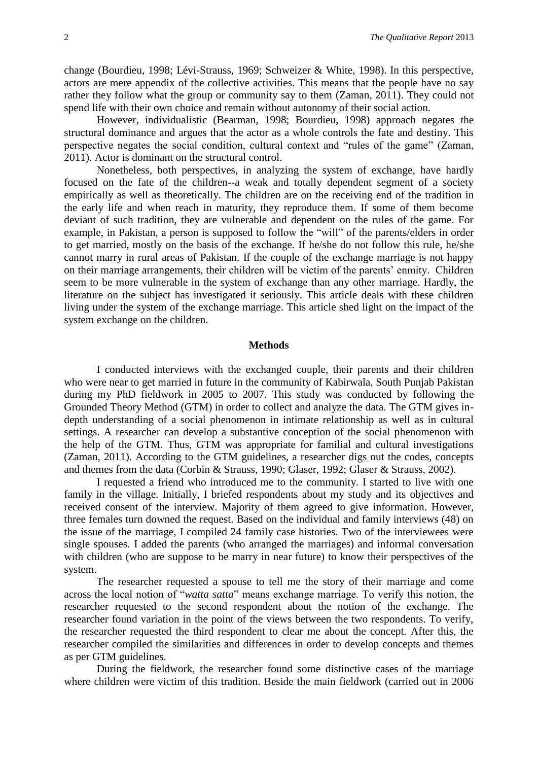change (Bourdieu, 1998; Lévi-Strauss, 1969; Schweizer & White, 1998). In this perspective, actors are mere appendix of the collective activities. This means that the people have no say rather they follow what the group or community say to them (Zaman, 2011). They could not spend life with their own choice and remain without autonomy of their social action.

However, individualistic (Bearman, 1998; Bourdieu, 1998) approach negates the structural dominance and argues that the actor as a whole controls the fate and destiny. This perspective negates the social condition, cultural context and "rules of the game" (Zaman, 2011). Actor is dominant on the structural control.

Nonetheless, both perspectives, in analyzing the system of exchange, have hardly focused on the fate of the children--a weak and totally dependent segment of a society empirically as well as theoretically. The children are on the receiving end of the tradition in the early life and when reach in maturity, they reproduce them. If some of them become deviant of such tradition, they are vulnerable and dependent on the rules of the game. For example, in Pakistan, a person is supposed to follow the "will" of the parents/elders in order to get married, mostly on the basis of the exchange. If he/she do not follow this rule, he/she cannot marry in rural areas of Pakistan. If the couple of the exchange marriage is not happy on their marriage arrangements, their children will be victim of the parents' enmity. Children seem to be more vulnerable in the system of exchange than any other marriage. Hardly, the literature on the subject has investigated it seriously. This article deals with these children living under the system of the exchange marriage. This article shed light on the impact of the system exchange on the children.

## Methods

I conducted interviews with the exchanged couple, their parents and their children who were near to get married in future in the community of Kabirwala, South Punjab Pakistan during my PhD fieldwork in 2005 to 2007. This study was conducted by following the Grounded Theory Method (GTM) in order to collect and analyze the data. The GTM gives in-depth understanding of a social phenomenon in intimate relationship as well as in cultural settings. A researcher can develop a substantive conception of the social phenomenon with the help of the GTM. Thus, GTM was appropriate for familial and cultural investigations (Zaman, 2011). According to the GTM guidelines, a researcher digs out the codes, concepts and themes from the data (Corbin & Strauss, 1990; Glaser, 1992; Glaser & Strauss, 2002).

I requested a friend who introduced me to the community. I started to live with one family in the village. Initially, I briefed respondents about my study and its objectives and received consent of the interview. Majority of them agreed to give information. However, three females turn downed the request. Based on the individual and family interviews (48) on the issue of the marriage, I compiled 24 family case histories. Two of the interviewees were single spouses. I added the parents (who arranged the marriages) and informal conversation with children (who are suppose to be marry in near future) to know their perspectives of the system.

The researcher requested a spouse to tell me the story of their marriage and come across the local notion of "*watta satta*" means exchange marriage. To verify this notion, the researcher requested to the second respondent about the notion of the exchange. The researcher found variation in the point of the views between the two respondents. To verify, the researcher requested the third respondent to clear me about the concept. After this, the researcher compiled the similarities and differences in order to develop concepts and themes as per GTM guidelines.

During the fieldwork, the researcher found some distinctive cases of the marriage where children were victim of this tradition. Beside the main fieldwork (carried out in 2006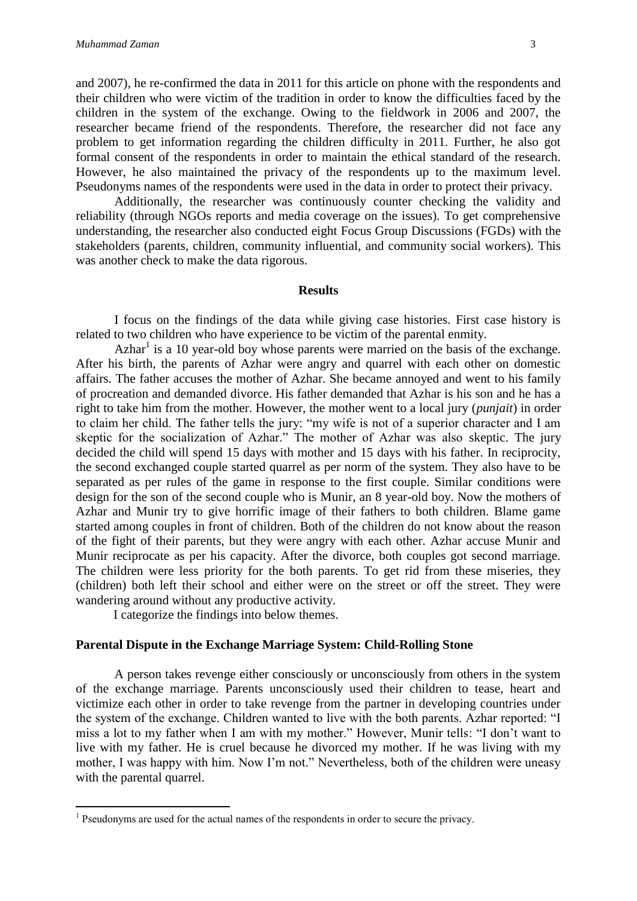and 2007), he re-confirmed the data in 2011 for this article on phone with the respondents and their children who were victim of the tradition in order to know the difficulties faced by the children in the system of the exchange. Owing to the fieldwork in 2006 and 2007, the researcher became friend of the respondents. Therefore, the researcher did not face any problem to get information regarding the children difficulty in 2011. Further, he also got formal consent of the respondents in order to maintain the ethical standard of the research. However, he also maintained the privacy of the respondents up to the maximum level. Pseudonyms names of the respondents were used in the data in order to protect their privacy.

Additionally, the researcher was continuously counter checking the validity and reliability (through NGOs reports and media coverage on the issues). To get comprehensive understanding, the researcher also conducted eight Focus Group Discussions (FGDs) with the stakeholders (parents, children, community influential, and community social workers). This was another check to make the data rigorous.

## Results

I focus on the findings of the data while giving case histories. First case history is related to two children who have experience to be victim of the parental enmity.

Azhar[1] is a 10 year-old boy whose parents were married on the basis of the exchange. After his birth, the parents of Azhar were angry and quarrel with each other on domestic affairs. The father accuses the mother of Azhar. She became annoyed and went to his family of procreation and demanded divorce. His father demanded that Azhar is his son and he has a right to take him from the mother. However, the mother went to a local jury (*punjait*) in order to claim her child. The father tells the jury: "my wife is not of a superior character and I am skeptic for the socialization of Azhar." The mother of Azhar was also skeptic. The jury decided the child will spend 15 days with mother and 15 days with his father. In reciprocity, the second exchanged couple started quarrel as per norm of the system. They also have to be separated as per rules of the game in response to the first couple. Similar conditions were design for the son of the second couple who is Munir, an 8 year-old boy. Now the mothers of Azhar and Munir try to give horrific image of their fathers to both children. Blame game started among couples in front of children. Both of the children do not know about the reason of the fight of their parents, but they were angry with each other. Azhar accuse Munir and Munir reciprocate as per his capacity. After the divorce, both couples got second marriage. The children were less priority for the both parents. To get rid from these miseries, they (children) both left their school and either were on the street or off the street. They were wandering around without any productive activity.

I categorize the findings into below themes.

### Parental Dispute in the Exchange Marriage System: Child-Rolling Stone

A person takes revenge either consciously or unconsciously from others in the system of the exchange marriage. Parents unconsciously used their children to tease, heart and victimize each other in order to take revenge from the partner in developing countries under the system of the exchange. Children wanted to live with the both parents. Azhar reported: "I miss a lot to my father when I am with my mother." However, Munir tells: "I don't want to live with my father. He is cruel because he divorced my mother. If he was living with my mother, I was happy with him. Now I'm not." Nevertheless, both of the children were uneasy with the parental quarrel.

---

[1] Pseudonyms are used for the actual names of the respondents in order to secure the privacy.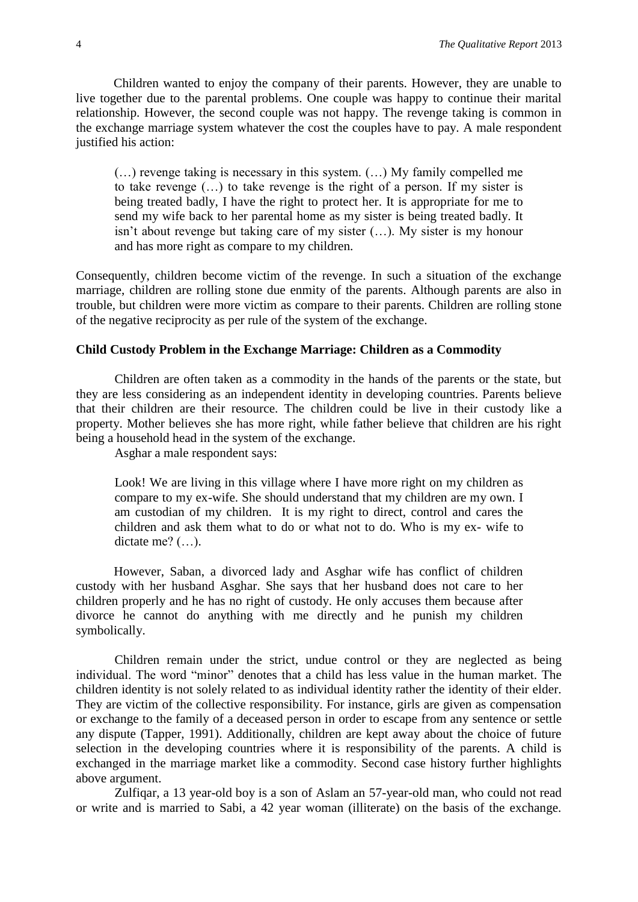Children wanted to enjoy the company of their parents. However, they are unable to live together due to the parental problems. One couple was happy to continue their marital relationship. However, the second couple was not happy. The revenge taking is common in the exchange marriage system whatever the cost the couples have to pay. A male respondent justified his action:

> (…) revenge taking is necessary in this system. (…) My family compelled me to take revenge (…) to take revenge is the right of a person. If my sister is being treated badly, I have the right to protect her. It is appropriate for me to send my wife back to her parental home as my sister is being treated badly. It isn't about revenge but taking care of my sister (…). My sister is my honour and has more right as compare to my children.

Consequently, children become victim of the revenge. In such a situation of the exchange marriage, children are rolling stone due enmity of the parents. Although parents are also in trouble, but children were more victim as compare to their parents. Children are rolling stone of the negative reciprocity as per rule of the system of the exchange.

**Child Custody Problem in the Exchange Marriage: Children as a Commodity**

Children are often taken as a commodity in the hands of the parents or the state, but they are less considering as an independent identity in developing countries. Parents believe that their children are their resource. The children could be live in their custody like a property. Mother believes she has more right, while father believe that children are his right being a household head in the system of the exchange.

Asghar a male respondent says:

> Look! We are living in this village where I have more right on my children as compare to my ex-wife. She should understand that my children are my own. I am custodian of my children. It is my right to direct, control and cares the children and ask them what to do or what not to do. Who is my ex- wife to dictate me? (…).

However, Saban, a divorced lady and Asghar wife has conflict of children custody with her husband Asghar. She says that her husband does not care to her children properly and he has no right of custody. He only accuses them because after divorce he cannot do anything with me directly and he punish my children symbolically.

Children remain under the strict, undue control or they are neglected as being individual. The word "minor" denotes that a child has less value in the human market. The children identity is not solely related to as individual identity rather the identity of their elder. They are victim of the collective responsibility. For instance, girls are given as compensation or exchange to the family of a deceased person in order to escape from any sentence or settle any dispute (Tapper, 1991). Additionally, children are kept away about the choice of future selection in the developing countries where it is responsibility of the parents. A child is exchanged in the marriage market like a commodity. Second case history further highlights above argument.

Zulfiqar, a 13 year-old boy is a son of Aslam an 57-year-old man, who could not read or write and is married to Sabi, a 42 year woman (illiterate) on the basis of the exchange.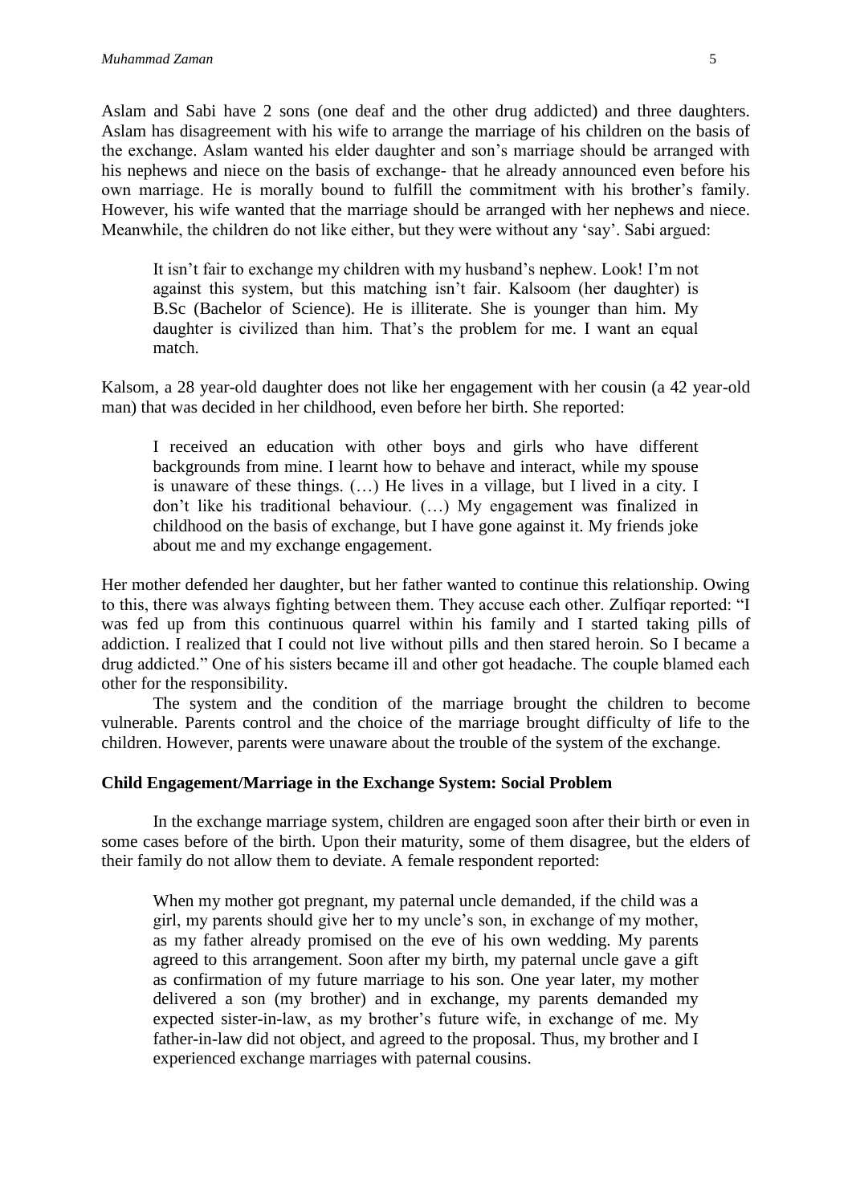Aslam and Sabi have 2 sons (one deaf and the other drug addicted) and three daughters. Aslam has disagreement with his wife to arrange the marriage of his children on the basis of the exchange. Aslam wanted his elder daughter and son's marriage should be arranged with his nephews and niece on the basis of exchange- that he already announced even before his own marriage. He is morally bound to fulfill the commitment with his brother's family. However, his wife wanted that the marriage should be arranged with her nephews and niece. Meanwhile, the children do not like either, but they were without any 'say'. Sabi argued:

> It isn't fair to exchange my children with my husband's nephew. Look! I'm not against this system, but this matching isn't fair. Kalsoom (her daughter) is B.Sc (Bachelor of Science). He is illiterate. She is younger than him. My daughter is civilized than him. That's the problem for me. I want an equal match.

Kalsom, a 28 year-old daughter does not like her engagement with her cousin (a 42 year-old man) that was decided in her childhood, even before her birth. She reported:

> I received an education with other boys and girls who have different backgrounds from mine. I learnt how to behave and interact, while my spouse is unaware of these things. (…) He lives in a village, but I lived in a city. I don't like his traditional behaviour. (…) My engagement was finalized in childhood on the basis of exchange, but I have gone against it. My friends joke about me and my exchange engagement.

Her mother defended her daughter, but her father wanted to continue this relationship. Owing to this, there was always fighting between them. They accuse each other. Zulfiqar reported: "I was fed up from this continuous quarrel within his family and I started taking pills of addiction. I realized that I could not live without pills and then stared heroin. So I became a drug addicted." One of his sisters became ill and other got headache. The couple blamed each other for the responsibility.

The system and the condition of the marriage brought the children to become vulnerable. Parents control and the choice of the marriage brought difficulty of life to the children. However, parents were unaware about the trouble of the system of the exchange.

**Child Engagement/Marriage in the Exchange System: Social Problem**

In the exchange marriage system, children are engaged soon after their birth or even in some cases before of the birth. Upon their maturity, some of them disagree, but the elders of their family do not allow them to deviate. A female respondent reported:

> When my mother got pregnant, my paternal uncle demanded, if the child was a girl, my parents should give her to my uncle's son, in exchange of my mother, as my father already promised on the eve of his own wedding. My parents agreed to this arrangement. Soon after my birth, my paternal uncle gave a gift as confirmation of my future marriage to his son. One year later, my mother delivered a son (my brother) and in exchange, my parents demanded my expected sister-in-law, as my brother's future wife, in exchange of me. My father-in-law did not object, and agreed to the proposal. Thus, my brother and I experienced exchange marriages with paternal cousins.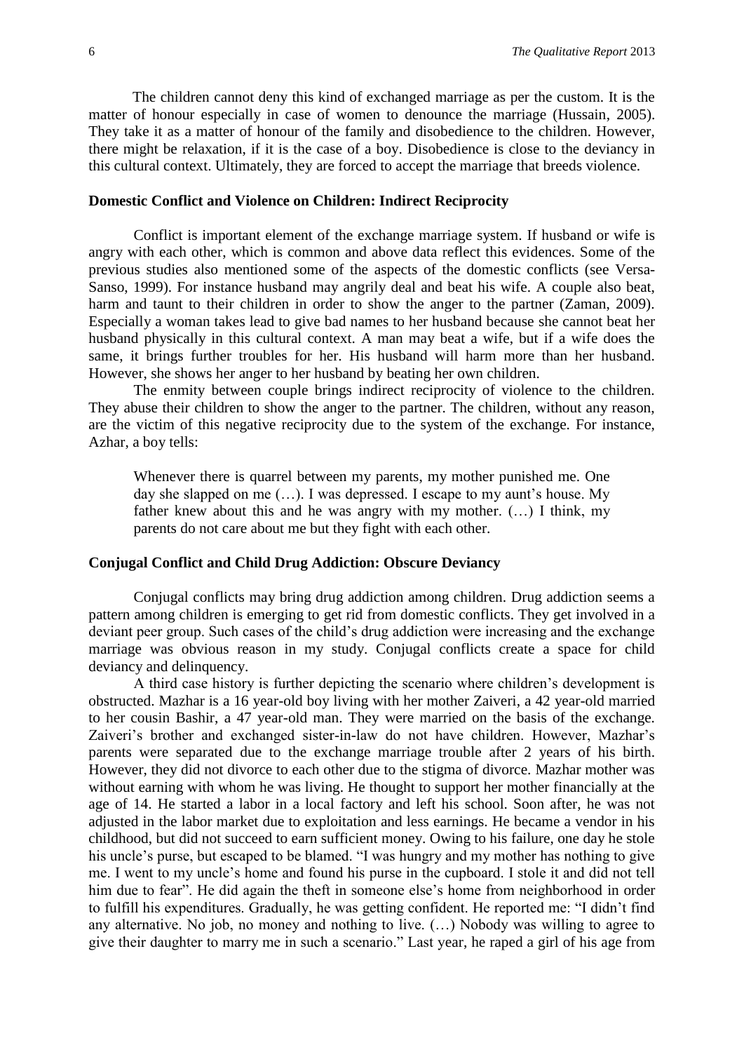The children cannot deny this kind of exchanged marriage as per the custom. It is the matter of honour especially in case of women to denounce the marriage (Hussain, 2005). They take it as a matter of honour of the family and disobedience to the children. However, there might be relaxation, if it is the case of a boy. Disobedience is close to the deviancy in this cultural context. Ultimately, they are forced to accept the marriage that breeds violence.

### Domestic Conflict and Violence on Children: Indirect Reciprocity

Conflict is important element of the exchange marriage system. If husband or wife is angry with each other, which is common and above data reflect this evidences. Some of the previous studies also mentioned some of the aspects of the domestic conflicts (see Versa-Sanso, 1999). For instance husband may angrily deal and beat his wife. A couple also beat, harm and taunt to their children in order to show the anger to the partner (Zaman, 2009). Especially a woman takes lead to give bad names to her husband because she cannot beat her husband physically in this cultural context. A man may beat a wife, but if a wife does the same, it brings further troubles for her. His husband will harm more than her husband. However, she shows her anger to her husband by beating her own children.

The enmity between couple brings indirect reciprocity of violence to the children. They abuse their children to show the anger to the partner. The children, without any reason, are the victim of this negative reciprocity due to the system of the exchange. For instance, Azhar, a boy tells:

> Whenever there is quarrel between my parents, my mother punished me. One day she slapped on me (…). I was depressed. I escape to my aunt's house. My father knew about this and he was angry with my mother. (…) I think, my parents do not care about me but they fight with each other.

### Conjugal Conflict and Child Drug Addiction: Obscure Deviancy

Conjugal conflicts may bring drug addiction among children. Drug addiction seems a pattern among children is emerging to get rid from domestic conflicts. They get involved in a deviant peer group. Such cases of the child's drug addiction were increasing and the exchange marriage was obvious reason in my study. Conjugal conflicts create a space for child deviancy and delinquency.

A third case history is further depicting the scenario where children's development is obstructed. Mazhar is a 16 year-old boy living with her mother Zaiveri, a 42 year-old married to her cousin Bashir, a 47 year-old man. They were married on the basis of the exchange. Zaiveri's brother and exchanged sister-in-law do not have children. However, Mazhar's parents were separated due to the exchange marriage trouble after 2 years of his birth. However, they did not divorce to each other due to the stigma of divorce. Mazhar mother was without earning with whom he was living. He thought to support her mother financially at the age of 14. He started a labor in a local factory and left his school. Soon after, he was not adjusted in the labor market due to exploitation and less earnings. He became a vendor in his childhood, but did not succeed to earn sufficient money. Owing to his failure, one day he stole his uncle's purse, but escaped to be blamed. "I was hungry and my mother has nothing to give me. I went to my uncle's home and found his purse in the cupboard. I stole it and did not tell him due to fear". He did again the theft in someone else's home from neighborhood in order to fulfill his expenditures. Gradually, he was getting confident. He reported me: "I didn't find any alternative. No job, no money and nothing to live. (…) Nobody was willing to agree to give their daughter to marry me in such a scenario." Last year, he raped a girl of his age from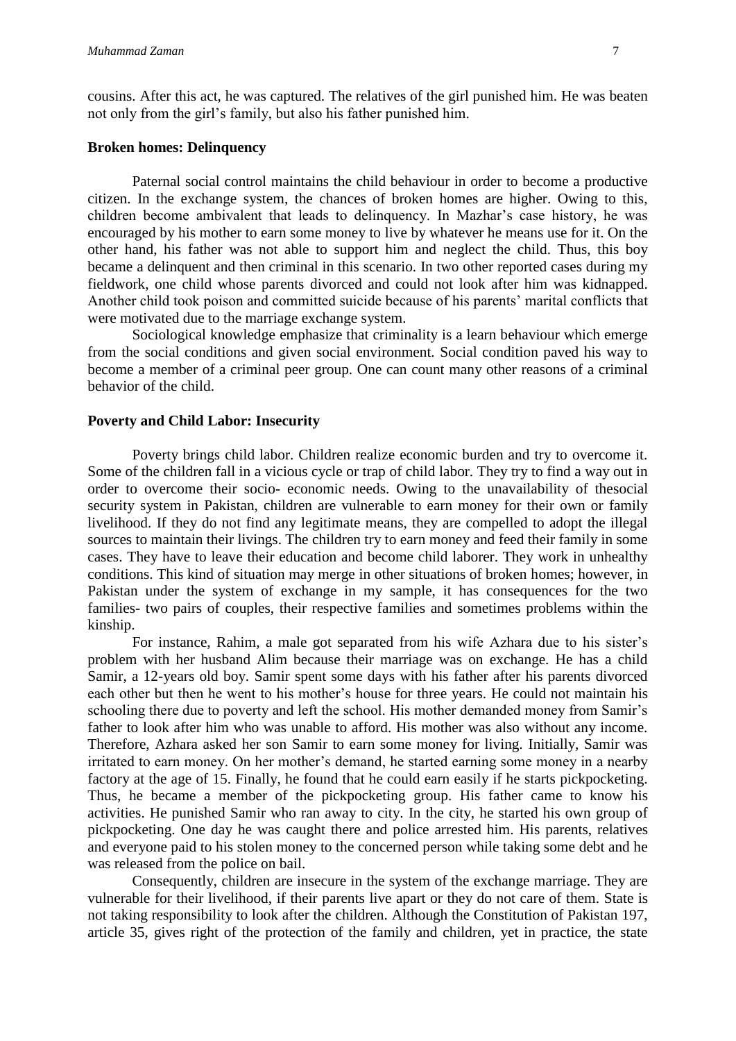cousins. After this act, he was captured. The relatives of the girl punished him. He was beaten not only from the girl's family, but also his father punished him.

**Broken homes: Delinquency**

Paternal social control maintains the child behaviour in order to become a productive citizen. In the exchange system, the chances of broken homes are higher. Owing to this, children become ambivalent that leads to delinquency. In Mazhar's case history, he was encouraged by his mother to earn some money to live by whatever he means use for it. On the other hand, his father was not able to support him and neglect the child. Thus, this boy became a delinquent and then criminal in this scenario. In two other reported cases during my fieldwork, one child whose parents divorced and could not look after him was kidnapped. Another child took poison and committed suicide because of his parents' marital conflicts that were motivated due to the marriage exchange system.

Sociological knowledge emphasize that criminality is a learn behaviour which emerge from the social conditions and given social environment. Social condition paved his way to become a member of a criminal peer group. One can count many other reasons of a criminal behavior of the child.

**Poverty and Child Labor: Insecurity**

Poverty brings child labor. Children realize economic burden and try to overcome it. Some of the children fall in a vicious cycle or trap of child labor. They try to find a way out in order to overcome their socio- economic needs. Owing to the unavailability of thesocial security system in Pakistan, children are vulnerable to earn money for their own or family livelihood. If they do not find any legitimate means, they are compelled to adopt the illegal sources to maintain their livings. The children try to earn money and feed their family in some cases. They have to leave their education and become child laborer. They work in unhealthy conditions. This kind of situation may merge in other situations of broken homes; however, in Pakistan under the system of exchange in my sample, it has consequences for the two families- two pairs of couples, their respective families and sometimes problems within the kinship.

For instance, Rahim, a male got separated from his wife Azhara due to his sister's problem with her husband Alim because their marriage was on exchange. He has a child Samir, a 12-years old boy. Samir spent some days with his father after his parents divorced each other but then he went to his mother's house for three years. He could not maintain his schooling there due to poverty and left the school. His mother demanded money from Samir's father to look after him who was unable to afford. His mother was also without any income. Therefore, Azhara asked her son Samir to earn some money for living. Initially, Samir was irritated to earn money. On her mother's demand, he started earning some money in a nearby factory at the age of 15. Finally, he found that he could earn easily if he starts pickpocketing. Thus, he became a member of the pickpocketing group. His father came to know his activities. He punished Samir who ran away to city. In the city, he started his own group of pickpocketing. One day he was caught there and police arrested him. His parents, relatives and everyone paid to his stolen money to the concerned person while taking some debt and he was released from the police on bail.

Consequently, children are insecure in the system of the exchange marriage. They are vulnerable for their livelihood, if their parents live apart or they do not care of them. State is not taking responsibility to look after the children. Although the Constitution of Pakistan 197, article 35, gives right of the protection of the family and children, yet in practice, the state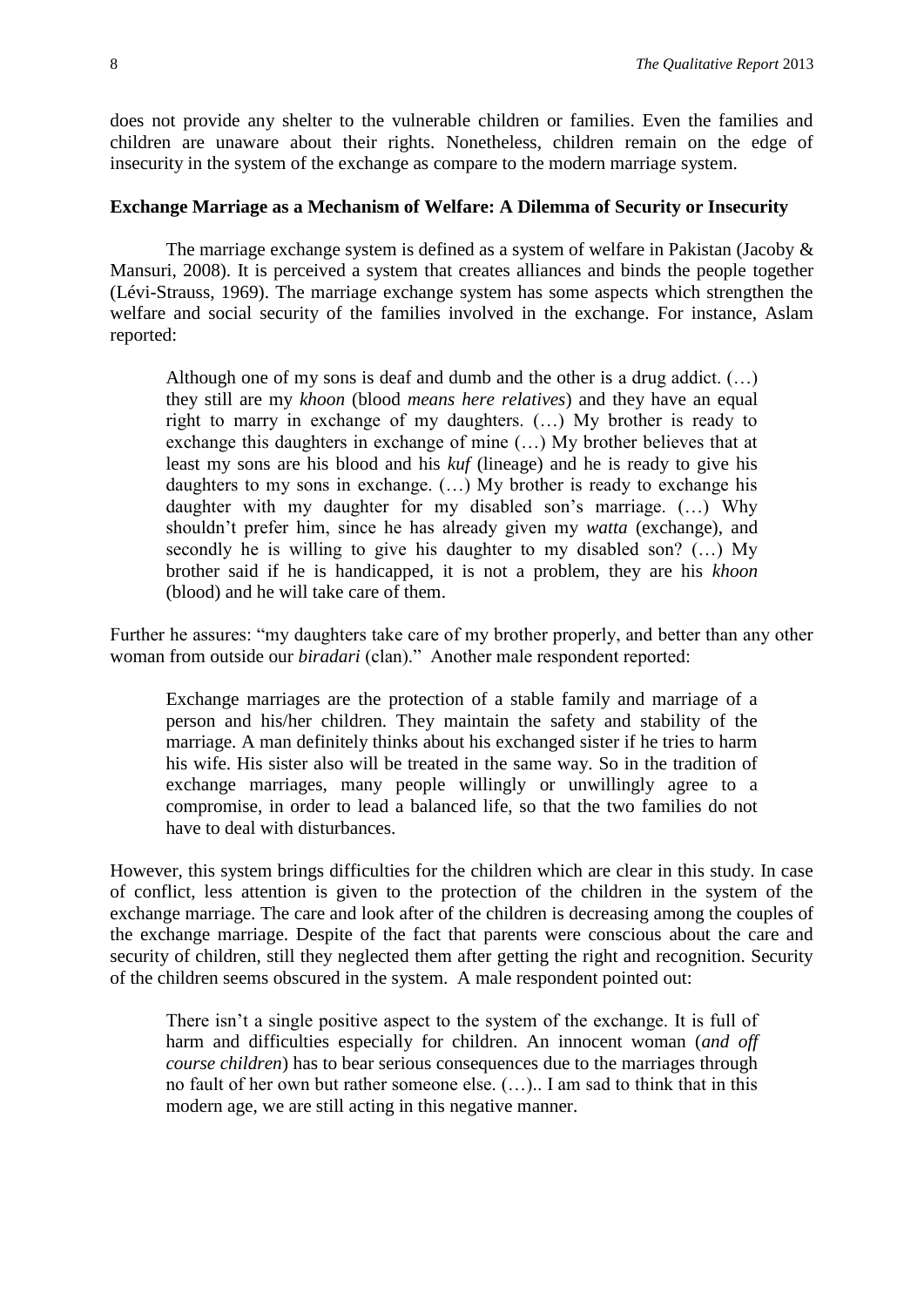does not provide any shelter to the vulnerable children or families. Even the families and children are unaware about their rights. Nonetheless, children remain on the edge of insecurity in the system of the exchange as compare to the modern marriage system.

### Exchange Marriage as a Mechanism of Welfare: A Dilemma of Security or Insecurity

The marriage exchange system is defined as a system of welfare in Pakistan (Jacoby & Mansuri, 2008). It is perceived a system that creates alliances and binds the people together (Lévi-Strauss, 1969). The marriage exchange system has some aspects which strengthen the welfare and social security of the families involved in the exchange. For instance, Aslam reported:

> Although one of my sons is deaf and dumb and the other is a drug addict. (…) they still are my *khoon* (blood *means here relatives*) and they have an equal right to marry in exchange of my daughters. (…) My brother is ready to exchange this daughters in exchange of mine (…) My brother believes that at least my sons are his blood and his *kuf* (lineage) and he is ready to give his daughters to my sons in exchange. (…) My brother is ready to exchange his daughter with my daughter for my disabled son's marriage. (…) Why shouldn't prefer him, since he has already given my *watta* (exchange), and secondly he is willing to give his daughter to my disabled son? (…) My brother said if he is handicapped, it is not a problem, they are his *khoon* (blood) and he will take care of them.

Further he assures: "my daughters take care of my brother properly, and better than any other woman from outside our *biradari* (clan)." Another male respondent reported:

> Exchange marriages are the protection of a stable family and marriage of a person and his/her children. They maintain the safety and stability of the marriage. A man definitely thinks about his exchanged sister if he tries to harm his wife. His sister also will be treated in the same way. So in the tradition of exchange marriages, many people willingly or unwillingly agree to a compromise, in order to lead a balanced life, so that the two families do not have to deal with disturbances.

However, this system brings difficulties for the children which are clear in this study. In case of conflict, less attention is given to the protection of the children in the system of the exchange marriage. The care and look after of the children is decreasing among the couples of the exchange marriage. Despite of the fact that parents were conscious about the care and security of children, still they neglected them after getting the right and recognition. Security of the children seems obscured in the system. A male respondent pointed out:

> There isn't a single positive aspect to the system of the exchange. It is full of harm and difficulties especially for children. An innocent woman (*and off course children*) has to bear serious consequences due to the marriages through no fault of her own but rather someone else. (…).. I am sad to think that in this modern age, we are still acting in this negative manner.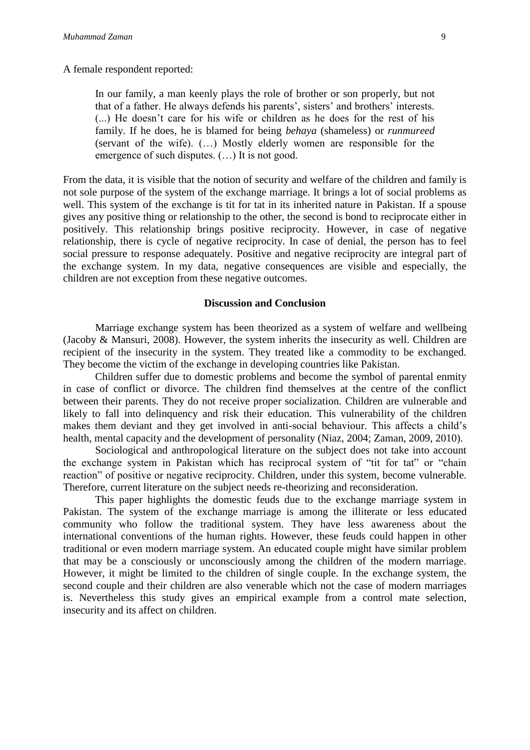A female respondent reported:

> In our family, a man keenly plays the role of brother or son properly, but not that of a father. He always defends his parents', sisters' and brothers' interests. (...) He doesn't care for his wife or children as he does for the rest of his family. If he does, he is blamed for being *behaya* (shameless) or *runmureed* (servant of the wife). (…) Mostly elderly women are responsible for the emergence of such disputes. (…) It is not good.

From the data, it is visible that the notion of security and welfare of the children and family is not sole purpose of the system of the exchange marriage. It brings a lot of social problems as well. This system of the exchange is tit for tat in its inherited nature in Pakistan. If a spouse gives any positive thing or relationship to the other, the second is bond to reciprocate either in positively. This relationship brings positive reciprocity. However, in case of negative relationship, there is cycle of negative reciprocity. In case of denial, the person has to feel social pressure to response adequately. Positive and negative reciprocity are integral part of the exchange system. In my data, negative consequences are visible and especially, the children are not exception from these negative outcomes.

## Discussion and Conclusion

Marriage exchange system has been theorized as a system of welfare and wellbeing (Jacoby & Mansuri, 2008). However, the system inherits the insecurity as well. Children are recipient of the insecurity in the system. They treated like a commodity to be exchanged. They become the victim of the exchange in developing countries like Pakistan.

Children suffer due to domestic problems and become the symbol of parental enmity in case of conflict or divorce. The children find themselves at the centre of the conflict between their parents. They do not receive proper socialization. Children are vulnerable and likely to fall into delinquency and risk their education. This vulnerability of the children makes them deviant and they get involved in anti-social behaviour. This affects a child's health, mental capacity and the development of personality (Niaz, 2004; Zaman, 2009, 2010).

Sociological and anthropological literature on the subject does not take into account the exchange system in Pakistan which has reciprocal system of "tit for tat" or "chain reaction" of positive or negative reciprocity. Children, under this system, become vulnerable. Therefore, current literature on the subject needs re-theorizing and reconsideration.

This paper highlights the domestic feuds due to the exchange marriage system in Pakistan. The system of the exchange marriage is among the illiterate or less educated community who follow the traditional system. They have less awareness about the international conventions of the human rights. However, these feuds could happen in other traditional or even modern marriage system. An educated couple might have similar problem that may be a consciously or unconsciously among the children of the modern marriage. However, it might be limited to the children of single couple. In the exchange system, the second couple and their children are also venerable which not the case of modern marriages is. Nevertheless this study gives an empirical example from a control mate selection, insecurity and its affect on children.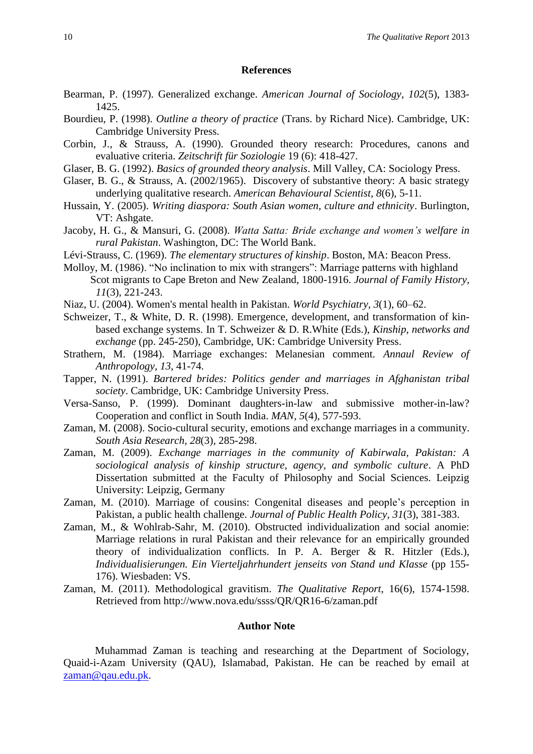## References

Bearman, P. (1997). Generalized exchange. *American Journal of Sociology*, *102*(5), 1383-1425.

Bourdieu, P. (1998). *Outline a theory of practice* (Trans. by Richard Nice). Cambridge, UK: Cambridge University Press.

Corbin, J., & Strauss, A. (1990). Grounded theory research: Procedures, canons and evaluative criteria. *Zeitschrift für Soziologie* 19 (6): 418-427.

Glaser, B. G. (1992). *Basics of grounded theory analysis*. Mill Valley, CA: Sociology Press.

Glaser, B. G., & Strauss, A. (2002/1965). Discovery of substantive theory: A basic strategy underlying qualitative research. *American Behavioural Scientist*, *8*(6), 5-11.

Hussain, Y. (2005). *Writing diaspora: South Asian women, culture and ethnicity*. Burlington, VT: Ashgate.

Jacoby, H. G., & Mansuri, G. (2008). *Watta Satta: Bride exchange and women's welfare in rural Pakistan*. Washington, DC: The World Bank.

Lévi-Strauss, C. (1969). *The elementary structures of kinship*. Boston, MA: Beacon Press.

Molloy, M. (1986). "No inclination to mix with strangers": Marriage patterns with highland Scot migrants to Cape Breton and New Zealand, 1800-1916. *Journal of Family History*, *11*(3), 221-243.

Niaz, U. (2004). Women's mental health in Pakistan. *World Psychiatry*, *3*(1), 60–62.

Schweizer, T., & White, D. R. (1998). Emergence, development, and transformation of kin-based exchange systems. In T. Schweizer & D. R.White (Eds.), *Kinship, networks and exchange* (pp. 245-250), Cambridge, UK: Cambridge University Press.

Strathern, M. (1984). Marriage exchanges: Melanesian comment. *Annaul Review of Anthropology*, *13*, 41-74.

Tapper, N. (1991). *Bartered brides: Politics gender and marriages in Afghanistan tribal society*. Cambridge, UK: Cambridge University Press.

Versa-Sanso, P. (1999). Dominant daughters-in-law and submissive mother-in-law? Cooperation and conflict in South India. *MAN*, *5*(4), 577-593.

Zaman, M. (2008). Socio-cultural security, emotions and exchange marriages in a community. *South Asia Research*, *28*(3), 285-298.

Zaman, M. (2009). *Exchange marriages in the community of Kabirwala, Pakistan: A sociological analysis of kinship structure, agency, and symbolic culture*. A PhD Dissertation submitted at the Faculty of Philosophy and Social Sciences. Leipzig University: Leipzig, Germany

Zaman, M. (2010). Marriage of cousins: Congenital diseases and people's perception in Pakistan, a public health challenge. *Journal of Public Health Policy*, *31*(3), 381-383.

Zaman, M., & Wohlrab-Sahr, M. (2010). Obstructed individualization and social anomie: Marriage relations in rural Pakistan and their relevance for an empirically grounded theory of individualization conflicts. In P. A. Berger & R. Hitzler (Eds.), *Individualisierungen. Ein Vierteljahrhundert jenseits von Stand und Klasse* (pp 155-176). Wiesbaden: VS.

Zaman, M. (2011). Methodological gravitism. *The Qualitative Report*, 16(6), 1574-1598. Retrieved from http://www.nova.edu/ssss/QR/QR16-6/zaman.pdf

## Author Note

Muhammad Zaman is teaching and researching at the Department of Sociology, Quaid-i-Azam University (QAU), Islamabad, Pakistan. He can be reached by email at zaman@qau.edu.pk.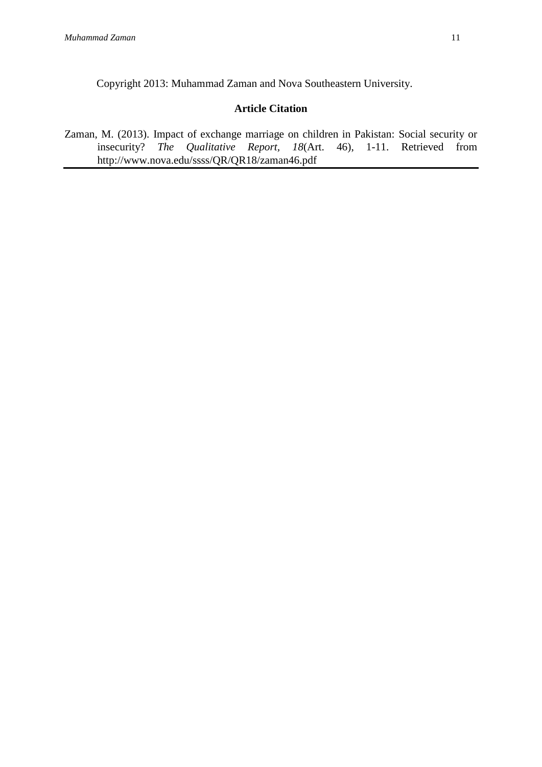Copyright 2013: Muhammad Zaman and Nova Southeastern University.

**Article Citation**

Zaman, M. (2013). Impact of exchange marriage on children in Pakistan: Social security or insecurity? *The Qualitative Report, 18*(Art. 46), 1-11. Retrieved from http://www.nova.edu/ssss/QR/QR18/zaman46.pdf